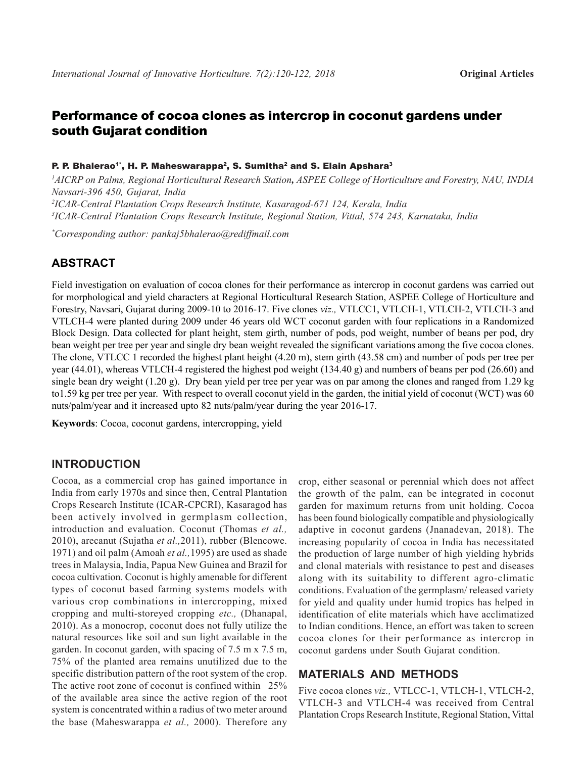Original Articles

# Performance of cocoa clones as intercrop in coconut gardens under south Gujarat condition

**P. P. Bhalerao[1*], H. P. Maheswarappa[2], S. Sumitha[2] and S. Elain Apshara[3]**

[1]*AICRP on Palms, Regional Horticultural Research Station, ASPEE College of Horticulture and Forestry, NAU, INDIA Navsari-396 450, Gujarat, India*

[2]*ICAR-Central Plantation Crops Research Institute, Kasaragod-671 124, Kerala, India*

[3]*ICAR-Central Plantation Crops Research Institute, Regional Station, Vittal, 574 243, Karnataka, India*

[*]*Corresponding author: pankaj5bhalerao@rediffmail.com*

## ABSTRACT

Field investigation on evaluation of cocoa clones for their performance as intercrop in coconut gardens was carried out for morphological and yield characters at Regional Horticultural Research Station, ASPEE College of Horticulture and Forestry, Navsari, Gujarat during 2009-10 to 2016-17. Five clones *viz.,* VTLCC1, VTLCH-1, VTLCH-2, VTLCH-3 and VTLCH-4 were planted during 2009 under 46 years old WCT coconut garden with four replications in a Randomized Block Design. Data collected for plant height, stem girth, number of pods, pod weight, number of beans per pod, dry bean weight per tree per year and single dry bean weight revealed the significant variations among the five cocoa clones. The clone, VTLCC 1 recorded the highest plant height (4.20 m), stem girth (43.58 cm) and number of pods per tree per year (44.01), whereas VTLCH-4 registered the highest pod weight (134.40 g) and numbers of beans per pod (26.60) and single bean dry weight (1.20 g). Dry bean yield per tree per year was on par among the clones and ranged from 1.29 kg to1.59 kg per tree per year. With respect to overall coconut yield in the garden, the initial yield of coconut (WCT) was 60 nuts/palm/year and it increased upto 82 nuts/palm/year during the year 2016-17.

**Keywords**: Cocoa, coconut gardens, intercropping, yield

## INTRODUCTION

Cocoa, as a commercial crop has gained importance in India from early 1970s and since then, Central Plantation Crops Research Institute (ICAR-CPCRI), Kasaragod has been actively involved in germplasm collection, introduction and evaluation. Coconut (Thomas *et al.,* 2010), arecanut (Sujatha *et al.,*2011), rubber (Blencowe. 1971) and oil palm (Amoah *et al.,*1995) are used as shade trees in Malaysia, India, Papua New Guinea and Brazil for cocoa cultivation. Coconut is highly amenable for different types of coconut based farming systems models with various crop combinations in intercropping, mixed cropping and multi-storeyed cropping *etc.,* (Dhanapal, 2010). As a monocrop, coconut does not fully utilize the natural resources like soil and sun light available in the garden. In coconut garden, with spacing of 7.5 m x 7.5 m, 75% of the planted area remains unutilized due to the specific distribution pattern of the root system of the crop. The active root zone of coconut is confined within 25% of the available area since the active region of the root system is concentrated within a radius of two meter around the base (Maheswarappa *et al.,* 2000). Therefore any crop, either seasonal or perennial which does not affect the growth of the palm, can be integrated in coconut garden for maximum returns from unit holding. Cocoa has been found biologically compatible and physiologically adaptive in coconut gardens (Jnanadevan, 2018). The increasing popularity of cocoa in India has necessitated the production of large number of high yielding hybrids and clonal materials with resistance to pest and diseases along with its suitability to different agro-climatic conditions. Evaluation of the germplasm/ released variety for yield and quality under humid tropics has helped in identification of elite materials which have acclimatized to Indian conditions. Hence, an effort was taken to screen cocoa clones for their performance as intercrop in coconut gardens under South Gujarat condition.

## MATERIALS AND METHODS

Five cocoa clones *viz.,* VTLCC-1, VTLCH-1, VTLCH-2, VTLCH-3 and VTLCH-4 was received from Central Plantation Crops Research Institute, Regional Station, Vittal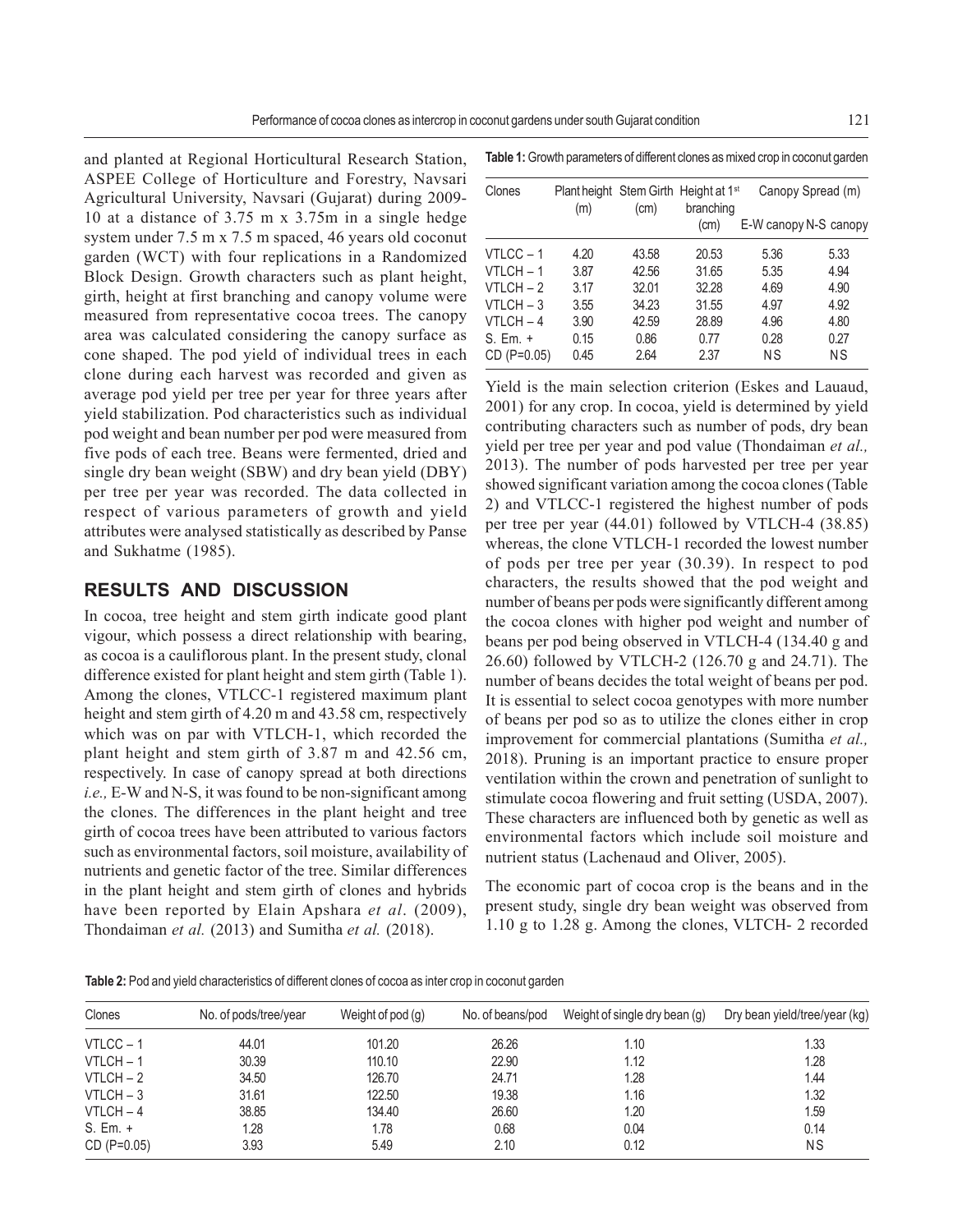and planted at Regional Horticultural Research Station, ASPEE College of Horticulture and Forestry, Navsari Agricultural University, Navsari (Gujarat) during 2009-10 at a distance of 3.75 m x 3.75m in a single hedge system under 7.5 m x 7.5 m spaced, 46 years old coconut garden (WCT) with four replications in a Randomized Block Design. Growth characters such as plant height, girth, height at first branching and canopy volume were measured from representative cocoa trees. The canopy area was calculated considering the canopy surface as cone shaped. The pod yield of individual trees in each clone during each harvest was recorded and given as average pod yield per tree per year for three years after yield stabilization. Pod characteristics such as individual pod weight and bean number per pod were measured from five pods of each tree. Beans were fermented, dried and single dry bean weight (SBW) and dry bean yield (DBY) per tree per year was recorded. The data collected in respect of various parameters of growth and yield attributes were analysed statistically as described by Panse and Sukhatme (1985).

## RESULTS AND DISCUSSION

In cocoa, tree height and stem girth indicate good plant vigour, which possess a direct relationship with bearing, as cocoa is a cauliflorous plant. In the present study, clonal difference existed for plant height and stem girth (Table 1). Among the clones, VTLCC-1 registered maximum plant height and stem girth of 4.20 m and 43.58 cm, respectively which was on par with VTLCH-1, which recorded the plant height and stem girth of 3.87 m and 42.56 cm, respectively. In case of canopy spread at both directions *i.e.,* E-W and N-S, it was found to be non-significant among the clones. The differences in the plant height and tree girth of cocoa trees have been attributed to various factors such as environmental factors, soil moisture, availability of nutrients and genetic factor of the tree. Similar differences in the plant height and stem girth of clones and hybrids have been reported by Elain Apshara *et al*. (2009), Thondaiman *et al.* (2013) and Sumitha *et al.* (2018).

**Table 1:** Growth parameters of different clones as mixed crop in coconut garden

| Clones | Plant height (m) | Stem Girth (cm) | Height at 1st branching (cm) | Canopy Spread (m) | |
|---|---|---|---|---|---|
| | | | | E-W canopy | N-S canopy |
| VTLCC – 1 | 4.20 | 43.58 | 20.53 | 5.36 | 5.33 |
| VTLCH – 1 | 3.87 | 42.56 | 31.65 | 5.35 | 4.94 |
| VTLCH – 2 | 3.17 | 32.01 | 32.28 | 4.69 | 4.90 |
| VTLCH – 3 | 3.55 | 34.23 | 31.55 | 4.97 | 4.92 |
| VTLCH – 4 | 3.90 | 42.59 | 28.89 | 4.96 | 4.80 |
| S. Em. + | 0.15 | 0.86 | 0.77 | 0.28 | 0.27 |
| CD (P=0.05) | 0.45 | 2.64 | 2.37 | NS | NS |

Yield is the main selection criterion (Eskes and Lauaud, 2001) for any crop. In cocoa, yield is determined by yield contributing characters such as number of pods, dry bean yield per tree per year and pod value (Thondaiman *et al.,* 2013). The number of pods harvested per tree per year showed significant variation among the cocoa clones (Table 2) and VTLCC-1 registered the highest number of pods per tree per year (44.01) followed by VTLCH-4 (38.85) whereas, the clone VTLCH-1 recorded the lowest number of pods per tree per year (30.39). In respect to pod characters, the results showed that the pod weight and number of beans per pods were significantly different among the cocoa clones with higher pod weight and number of beans per pod being observed in VTLCH-4 (134.40 g and 26.60) followed by VTLCH-2 (126.70 g and 24.71). The number of beans decides the total weight of beans per pod. It is essential to select cocoa genotypes with more number of beans per pod so as to utilize the clones either in crop improvement for commercial plantations (Sumitha *et al.,* 2018). Pruning is an important practice to ensure proper ventilation within the crown and penetration of sunlight to stimulate cocoa flowering and fruit setting (USDA, 2007). These characters are influenced both by genetic as well as environmental factors which include soil moisture and nutrient status (Lachenaud and Oliver, 2005).

The economic part of cocoa crop is the beans and in the present study, single dry bean weight was observed from 1.10 g to 1.28 g. Among the clones, VLTCH- 2 recorded

**Table 2:** Pod and yield characteristics of different clones of cocoa as inter crop in coconut garden

| Clones | No. of pods/tree/year | Weight of pod (g) | No. of beans/pod | Weight of single dry bean (g) | Dry bean yield/tree/year (kg) |
|---|---|---|---|---|---|
| VTLCC – 1 | 44.01 | 101.20 | 26.26 | 1.10 | 1.33 |
| VTLCH – 1 | 30.39 | 110.10 | 22.90 | 1.12 | 1.28 |
| VTLCH – 2 | 34.50 | 126.70 | 24.71 | 1.28 | 1.44 |
| VTLCH – 3 | 31.61 | 122.50 | 19.38 | 1.16 | 1.32 |
| VTLCH – 4 | 38.85 | 134.40 | 26.60 | 1.20 | 1.59 |
| S. Em. + | 1.28 | 1.78 | 0.68 | 0.04 | 0.14 |
| CD (P=0.05) | 3.93 | 5.49 | 2.10 | 0.12 | NS |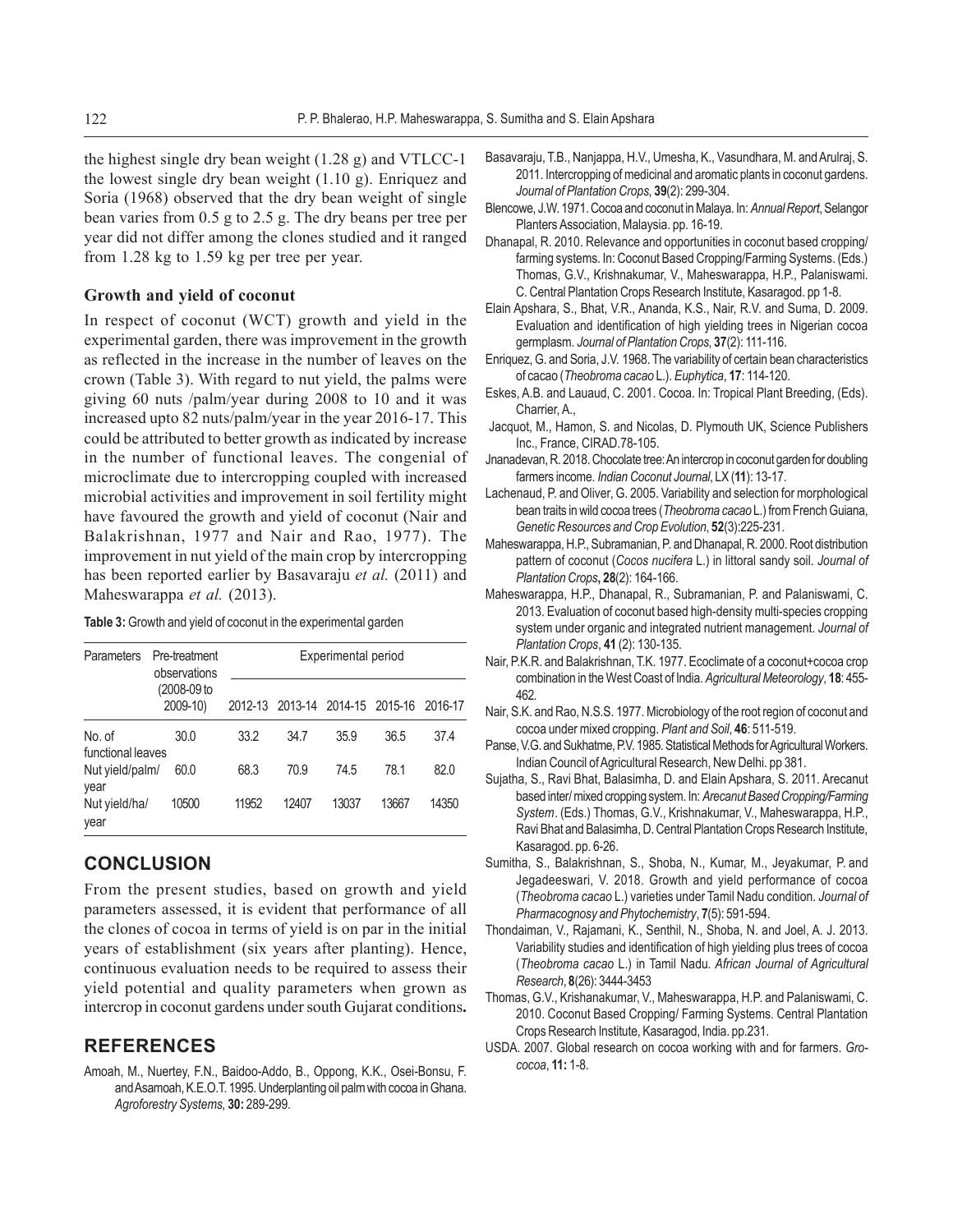the highest single dry bean weight (1.28 g) and VTLCC-1 the lowest single dry bean weight (1.10 g). Enriquez and Soria (1968) observed that the dry bean weight of single bean varies from 0.5 g to 2.5 g. The dry beans per tree per year did not differ among the clones studied and it ranged from 1.28 kg to 1.59 kg per tree per year.

### Growth and yield of coconut

In respect of coconut (WCT) growth and yield in the experimental garden, there was improvement in the growth as reflected in the increase in the number of leaves on the crown (Table 3). With regard to nut yield, the palms were giving 60 nuts /palm/year during 2008 to 10 and it was increased upto 82 nuts/palm/year in the year 2016-17. This could be attributed to better growth as indicated by increase in the number of functional leaves. The congenial of microclimate due to intercropping coupled with increased microbial activities and improvement in soil fertility might have favoured the growth and yield of coconut (Nair and Balakrishnan, 1977 and Nair and Rao, 1977). The improvement in nut yield of the main crop by intercropping has been reported earlier by Basavaraju *et al.* (2011) and Maheswarappa *et al.* (2013).

**Table 3:** Growth and yield of coconut in the experimental garden

| Parameters | Pre-treatment observations (2008-09 to 2009-10) | Experimental period | | | | |
|---|---|---|---|---|---|---|
| | | 2012-13 | 2013-14 | 2014-15 | 2015-16 | 2016-17 |
| No. of functional leaves | 30.0 | 33.2 | 34.7 | 35.9 | 36.5 | 37.4 |
| Nut yield/palm/year | 60.0 | 68.3 | 70.9 | 74.5 | 78.1 | 82.0 |
| Nut yield/ha/year | 10500 | 11952 | 12407 | 13037 | 13667 | 14350 |

## CONCLUSION

From the present studies, based on growth and yield parameters assessed, it is evident that performance of all the clones of cocoa in terms of yield is on par in the initial years of establishment (six years after planting). Hence, continuous evaluation needs to be required to assess their yield potential and quality parameters when grown as intercrop in coconut gardens under south Gujarat conditions**.**

## REFERENCES

Amoah, M., Nuertey, F.N., Baidoo-Addo, B., Oppong, K.K., Osei-Bonsu, F. and Asamoah, K.E.O.T. 1995. Underplanting oil palm with cocoa in Ghana. *Agroforestry Systems*, **30:** 289-299.

Basavaraju, T.B., Nanjappa, H.V., Umesha, K., Vasundhara, M. and Arulraj, S. 2011. Intercropping of medicinal and aromatic plants in coconut gardens. *Journal of Plantation Crops*, **39**(2): 299-304.

Blencowe, J.W. 1971. Cocoa and coconut in Malaya. In: *Annual Report*, Selangor Planters Association, Malaysia. pp. 16-19.

Dhanapal, R. 2010. Relevance and opportunities in coconut based cropping/ farming systems. In: Coconut Based Cropping/Farming Systems. (Eds.) Thomas, G.V., Krishnakumar, V., Maheswarappa, H.P., Palaniswami. C. Central Plantation Crops Research Institute, Kasaragod. pp 1-8.

Elain Apshara, S., Bhat, V.R., Ananda, K.S., Nair, R.V. and Suma, D. 2009. Evaluation and identification of high yielding trees in Nigerian cocoa germplasm. *Journal of Plantation Crops*, **37**(2): 111-116.

Enriquez, G. and Soria, J.V. 1968. The variability of certain bean characteristics of cacao (*Theobroma cacao* L.). *Euphytica*, **17**: 114-120.

Eskes, A.B. and Lauaud, C. 2001. Cocoa. In: Tropical Plant Breeding, (Eds). Charrier, A.,

Jacquot, M., Hamon, S. and Nicolas, D. Plymouth UK, Science Publishers Inc., France, CIRAD.78-105.

Jnanadevan, R. 2018. Chocolate tree: An intercrop in coconut garden for doubling farmers income. *Indian Coconut Journal*, LX (**11**): 13-17.

Lachenaud, P. and Oliver, G. 2005. Variability and selection for morphological bean traits in wild cocoa trees (*Theobroma cacao* L.) from French Guiana, *Genetic Resources and Crop Evolution*, **52**(3):225-231.

Maheswarappa, H.P., Subramanian, P. and Dhanapal, R. 2000. Root distribution pattern of coconut (*Cocos nucifera* L.) in littoral sandy soil. *Journal of Plantation Crops*, **28**(2): 164-166.

Maheswarappa, H.P., Dhanapal, R., Subramanian, P. and Palaniswami, C. 2013. Evaluation of coconut based high-density multi-species cropping system under organic and integrated nutrient management. *Journal of Plantation Crops*, **41** (2): 130-135.

Nair, P.K.R. and Balakrishnan, T.K. 1977. Ecoclimate of a coconut+cocoa crop combination in the West Coast of India. *Agricultural Meteorology*, **18**: 455-462.

Nair, S.K. and Rao, N.S.S. 1977. Microbiology of the root region of coconut and cocoa under mixed cropping. *Plant and Soil*, **46**: 511-519.

Panse, V.G. and Sukhatme, P.V. 1985. Statistical Methods for Agricultural Workers. Indian Council of Agricultural Research, New Delhi. pp 381.

Sujatha, S., Ravi Bhat, Balasimha, D. and Elain Apshara, S. 2011. Arecanut based inter/ mixed cropping system. In: *Arecanut Based Cropping/Farming System*. (Eds.) Thomas, G.V., Krishnakumar, V., Maheswarappa, H.P., Ravi Bhat and Balasimha, D. Central Plantation Crops Research Institute, Kasaragod. pp. 6-26.

Sumitha, S., Balakrishnan, S., Shoba, N., Kumar, M., Jeyakumar, P. and Jegadeeswari, V. 2018. Growth and yield performance of cocoa (*Theobroma cacao* L.) varieties under Tamil Nadu condition. *Journal of Pharmacognosy and Phytochemistry*, **7**(5): 591-594.

Thondaiman, V., Rajamani, K., Senthil, N., Shoba, N. and Joel, A. J. 2013. Variability studies and identification of high yielding plus trees of cocoa (*Theobroma cacao* L.) in Tamil Nadu. *African Journal of Agricultural Research*, **8**(26): 3444-3453

Thomas, G.V., Krishanakumar, V., Maheswarappa, H.P. and Palaniswami, C. 2010. Coconut Based Cropping/ Farming Systems. Central Plantation Crops Research Institute, Kasaragod, India. pp.231.

USDA. 2007. Global research on cocoa working with and for farmers. *Gro-cocoa*, **11:** 1-8.